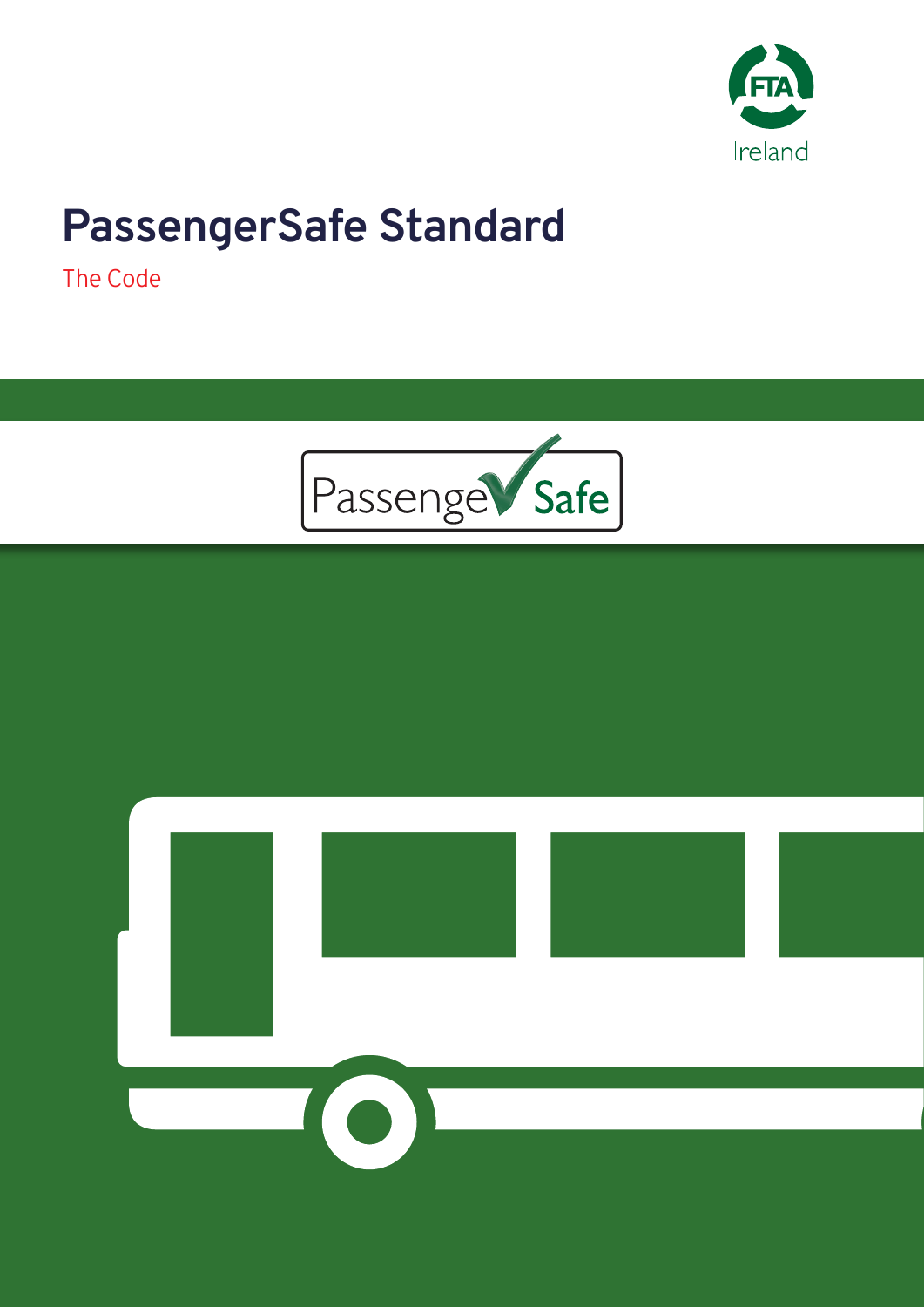FTA Ireland

# PassengerSafe Standard

The Code

PassengerSafe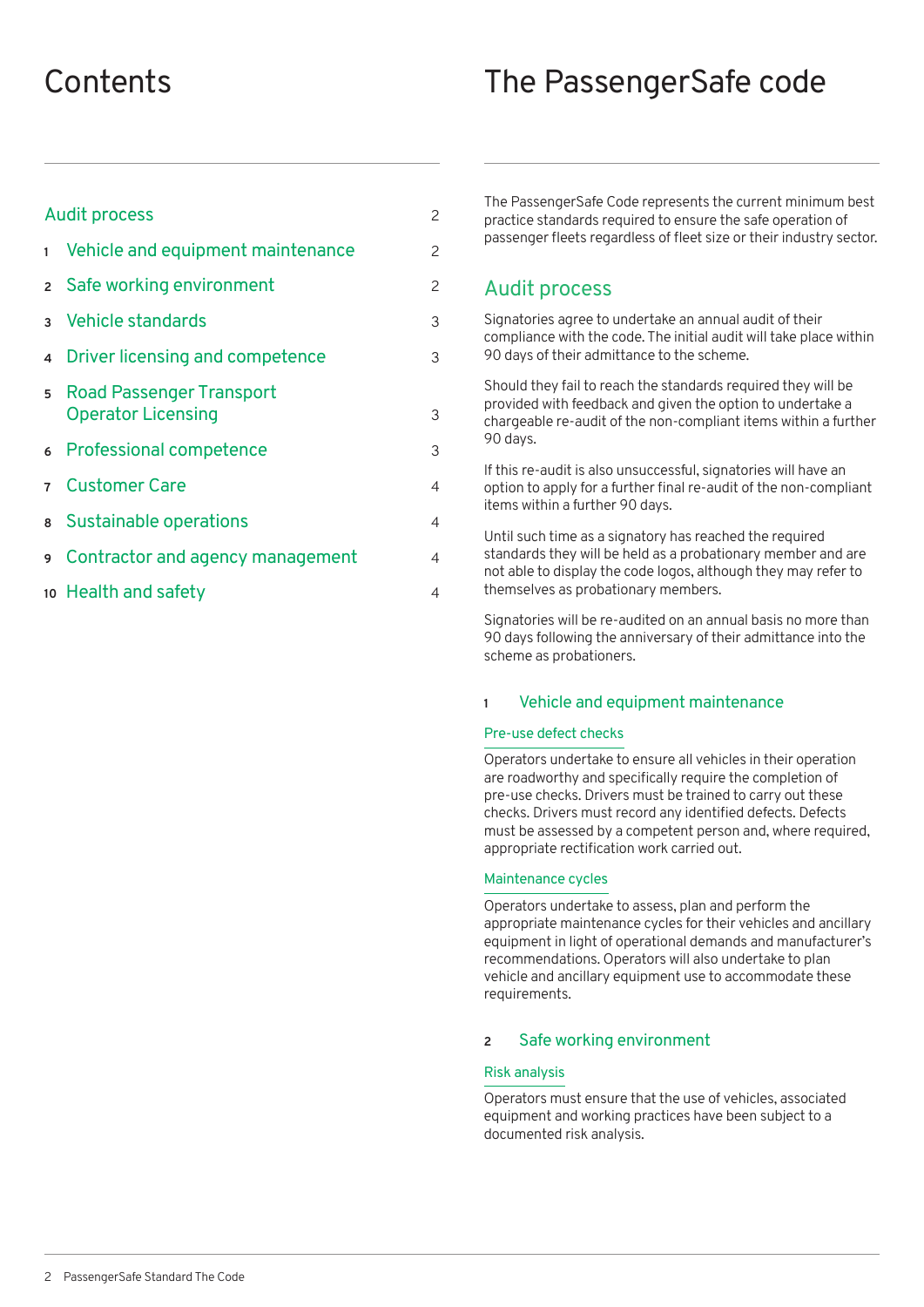# Contents

| | | |
|---|---|---|
| | Audit process | 2 |
| 1 | Vehicle and equipment maintenance | 2 |
| 2 | Safe working environment | 2 |
| 3 | Vehicle standards | 3 |
| 4 | Driver licensing and competence | 3 |
| 5 | Road Passenger Transport Operator Licensing | 3 |
| 6 | Professional competence | 3 |
| 7 | Customer Care | 4 |
| 8 | Sustainable operations | 4 |
| 9 | Contractor and agency management | 4 |
| 10 | Health and safety | 4 |

# The PassengerSafe code

The PassengerSafe Code represents the current minimum best practice standards required to ensure the safe operation of passenger fleets regardless of fleet size or their industry sector.

## Audit process

Signatories agree to undertake an annual audit of their compliance with the code. The initial audit will take place within 90 days of their admittance to the scheme.

Should they fail to reach the standards required they will be provided with feedback and given the option to undertake a chargeable re-audit of the non-compliant items within a further 90 days.

If this re-audit is also unsuccessful, signatories will have an option to apply for a further final re-audit of the non-compliant items within a further 90 days.

Until such time as a signatory has reached the required standards they will be held as a probationary member and are not able to display the code logos, although they may refer to themselves as probationary members.

Signatories will be re-audited on an annual basis no more than 90 days following the anniversary of their admittance into the scheme as probationers.

## 1 Vehicle and equipment maintenance

### Pre-use defect checks

Operators undertake to ensure all vehicles in their operation are roadworthy and specifically require the completion of pre-use checks. Drivers must be trained to carry out these checks. Drivers must record any identified defects. Defects must be assessed by a competent person and, where required, appropriate rectification work carried out.

### Maintenance cycles

Operators undertake to assess, plan and perform the appropriate maintenance cycles for their vehicles and ancillary equipment in light of operational demands and manufacturer's recommendations. Operators will also undertake to plan vehicle and ancillary equipment use to accommodate these requirements.

## 2 Safe working environment

### Risk analysis

Operators must ensure that the use of vehicles, associated equipment and working practices have been subject to a documented risk analysis.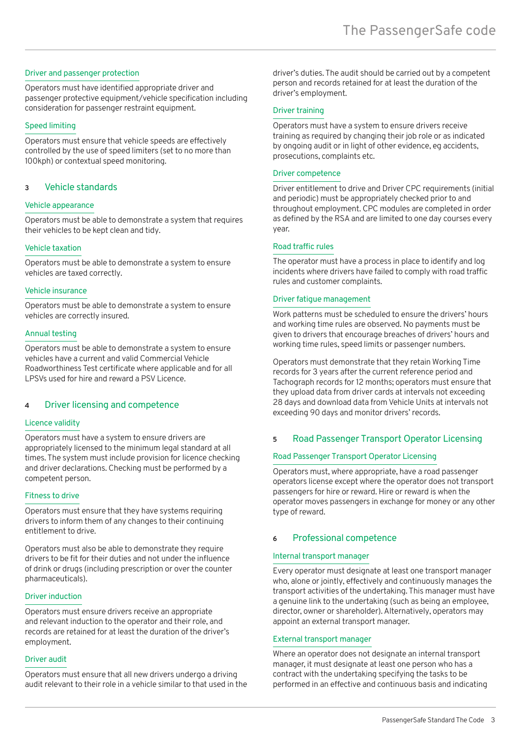### Driver and passenger protection

Operators must have identified appropriate driver and passenger protective equipment/vehicle specification including consideration for passenger restraint equipment.

### Speed limiting

Operators must ensure that vehicle speeds are effectively controlled by the use of speed limiters (set to no more than 100kph) or contextual speed monitoring.

## 3 Vehicle standards

### Vehicle appearance

Operators must be able to demonstrate a system that requires their vehicles to be kept clean and tidy.

### Vehicle taxation

Operators must be able to demonstrate a system to ensure vehicles are taxed correctly.

### Vehicle insurance

Operators must be able to demonstrate a system to ensure vehicles are correctly insured.

### Annual testing

Operators must be able to demonstrate a system to ensure vehicles have a current and valid Commercial Vehicle Roadworthiness Test certificate where applicable and for all LPSVs used for hire and reward a PSV Licence.

## 4 Driver licensing and competence

### Licence validity

Operators must have a system to ensure drivers are appropriately licensed to the minimum legal standard at all times. The system must include provision for licence checking and driver declarations. Checking must be performed by a competent person.

### Fitness to drive

Operators must ensure that they have systems requiring drivers to inform them of any changes to their continuing entitlement to drive.

Operators must also be able to demonstrate they require drivers to be fit for their duties and not under the influence of drink or drugs (including prescription or over the counter pharmaceuticals).

### Driver induction

Operators must ensure drivers receive an appropriate and relevant induction to the operator and their role, and records are retained for at least the duration of the driver's employment.

### Driver audit

Operators must ensure that all new drivers undergo a driving audit relevant to their role in a vehicle similar to that used in the driver's duties. The audit should be carried out by a competent person and records retained for at least the duration of the driver's employment.

### Driver training

Operators must have a system to ensure drivers receive training as required by changing their job role or as indicated by ongoing audit or in light of other evidence, eg accidents, prosecutions, complaints etc.

### Driver competence

Driver entitlement to drive and Driver CPC requirements (initial and periodic) must be appropriately checked prior to and throughout employment. CPC modules are completed in order as defined by the RSA and are limited to one day courses every year.

### Road traffic rules

The operator must have a process in place to identify and log incidents where drivers have failed to comply with road traffic rules and customer complaints.

### Driver fatigue management

Work patterns must be scheduled to ensure the drivers' hours and working time rules are observed. No payments must be given to drivers that encourage breaches of drivers' hours and working time rules, speed limits or passenger numbers.

Operators must demonstrate that they retain Working Time records for 3 years after the current reference period and Tachograph records for 12 months; operators must ensure that they upload data from driver cards at intervals not exceeding 28 days and download data from Vehicle Units at intervals not exceeding 90 days and monitor drivers' records.

## 5 Road Passenger Transport Operator Licensing

### Road Passenger Transport Operator Licensing

Operators must, where appropriate, have a road passenger operators license except where the operator does not transport passengers for hire or reward. Hire or reward is when the operator moves passengers in exchange for money or any other type of reward.

## 6 Professional competence

### Internal transport manager

Every operator must designate at least one transport manager who, alone or jointly, effectively and continuously manages the transport activities of the undertaking. This manager must have a genuine link to the undertaking (such as being an employee, director, owner or shareholder). Alternatively, operators may appoint an external transport manager.

### External transport manager

Where an operator does not designate an internal transport manager, it must designate at least one person who has a contract with the undertaking specifying the tasks to be performed in an effective and continuous basis and indicating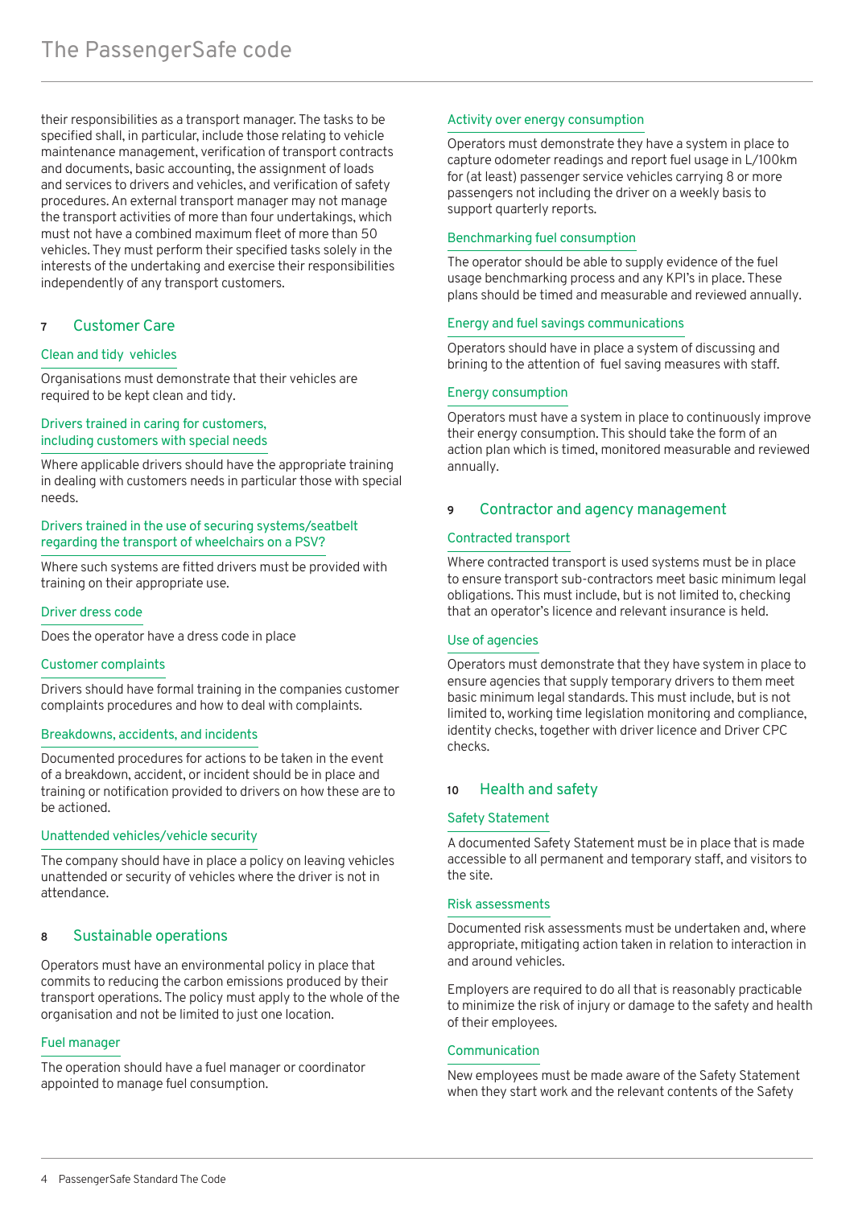their responsibilities as a transport manager. The tasks to be specified shall, in particular, include those relating to vehicle maintenance management, verification of transport contracts and documents, basic accounting, the assignment of loads and services to drivers and vehicles, and verification of safety procedures. An external transport manager may not manage the transport activities of more than four undertakings, which must not have a combined maximum fleet of more than 50 vehicles. They must perform their specified tasks solely in the interests of the undertaking and exercise their responsibilities independently of any transport customers.

## 7 Customer Care

### Clean and tidy vehicles

Organisations must demonstrate that their vehicles are required to be kept clean and tidy.

### Drivers trained in caring for customers, including customers with special needs

Where applicable drivers should have the appropriate training in dealing with customers needs in particular those with special needs.

### Drivers trained in the use of securing systems/seatbelt regarding the transport of wheelchairs on a PSV?

Where such systems are fitted drivers must be provided with training on their appropriate use.

### Driver dress code

Does the operator have a dress code in place

### Customer complaints

Drivers should have formal training in the companies customer complaints procedures and how to deal with complaints.

### Breakdowns, accidents, and incidents

Documented procedures for actions to be taken in the event of a breakdown, accident, or incident should be in place and training or notification provided to drivers on how these are to be actioned.

### Unattended vehicles/vehicle security

The company should have in place a policy on leaving vehicles unattended or security of vehicles where the driver is not in attendance.

## 8 Sustainable operations

Operators must have an environmental policy in place that commits to reducing the carbon emissions produced by their transport operations. The policy must apply to the whole of the organisation and not be limited to just one location.

### Fuel manager

The operation should have a fuel manager or coordinator appointed to manage fuel consumption.

### Activity over energy consumption

Operators must demonstrate they have a system in place to capture odometer readings and report fuel usage in L/100km for (at least) passenger service vehicles carrying 8 or more passengers not including the driver on a weekly basis to support quarterly reports.

### Benchmarking fuel consumption

The operator should be able to supply evidence of the fuel usage benchmarking process and any KPI's in place. These plans should be timed and measurable and reviewed annually.

### Energy and fuel savings communications

Operators should have in place a system of discussing and brining to the attention of fuel saving measures with staff.

### Energy consumption

Operators must have a system in place to continuously improve their energy consumption. This should take the form of an action plan which is timed, monitored measurable and reviewed annually.

## 9 Contractor and agency management

### Contracted transport

Where contracted transport is used systems must be in place to ensure transport sub-contractors meet basic minimum legal obligations. This must include, but is not limited to, checking that an operator's licence and relevant insurance is held.

### Use of agencies

Operators must demonstrate that they have system in place to ensure agencies that supply temporary drivers to them meet basic minimum legal standards. This must include, but is not limited to, working time legislation monitoring and compliance, identity checks, together with driver licence and Driver CPC checks.

## 10 Health and safety

### Safety Statement

A documented Safety Statement must be in place that is made accessible to all permanent and temporary staff, and visitors to the site.

### Risk assessments

Documented risk assessments must be undertaken and, where appropriate, mitigating action taken in relation to interaction in and around vehicles.

Employers are required to do all that is reasonably practicable to minimize the risk of injury or damage to the safety and health of their employees.

### Communication

New employees must be made aware of the Safety Statement when they start work and the relevant contents of the Safety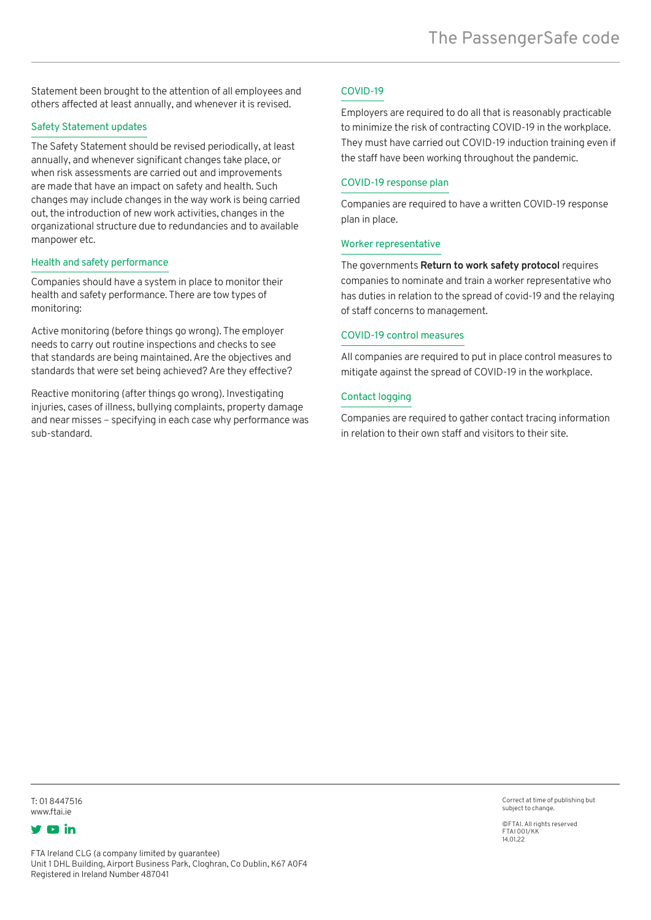Statement been brought to the attention of all employees and others affected at least annually, and whenever it is revised.

### Safety Statement updates

The Safety Statement should be revised periodically, at least annually, and whenever significant changes take place, or when risk assessments are carried out and improvements are made that have an impact on safety and health. Such changes may include changes in the way work is being carried out, the introduction of new work activities, changes in the organizational structure due to redundancies and to available manpower etc.

### Health and safety performance

Companies should have a system in place to monitor their health and safety performance. There are tow types of monitoring:

Active monitoring (before things go wrong). The employer needs to carry out routine inspections and checks to see that standards are being maintained. Are the objectives and standards that were set being achieved? Are they effective?

Reactive monitoring (after things go wrong). Investigating injuries, cases of illness, bullying complaints, property damage and near misses – specifying in each case why performance was sub-standard.

### COVID-19

Employers are required to do all that is reasonably practicable to minimize the risk of contracting COVID-19 in the workplace. They must have carried out COVID-19 induction training even if the staff have been working throughout the pandemic.

### COVID-19 response plan

Companies are required to have a written COVID-19 response plan in place.

### Worker representative

The governments **Return to work safety protocol** requires companies to nominate and train a worker representative who has duties in relation to the spread of covid-19 and the relaying of staff concerns to management.

### COVID-19 control measures

All companies are required to put in place control measures to mitigate against the spread of COVID-19 in the workplace.

### Contact logging

Companies are required to gather contact tracing information in relation to their own staff and visitors to their site.

T: 01 8447516
www.ftai.ie

FTA Ireland CLG (a company limited by guarantee)
Unit 1 DHL Building, Airport Business Park, Cloghran, Co Dublin, K67 A0F4
Registered in Ireland Number 487041

Correct at time of publishing but subject to change.

©FTAI. All rights reserved
FTAI 001/KK
14.01.22